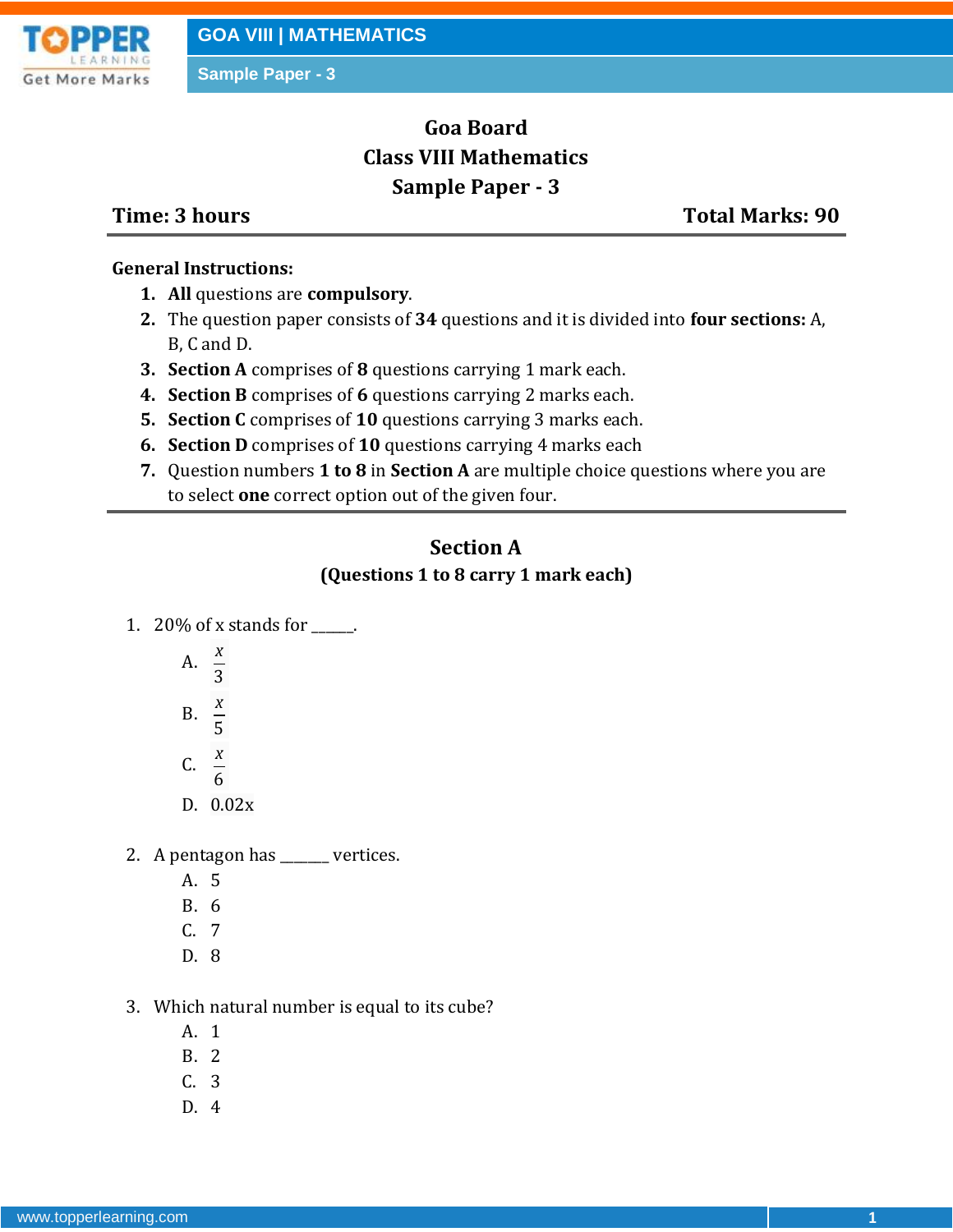# Goa Board
## Class VIII Mathematics
## Sample Paper - 3

**Time: 3 hours** **Total Marks: 90**

---

**General Instructions:**

1. **All** questions are **compulsory**.
2. The question paper consists of **34** questions and it is divided into **four sections:** A, B, C and D.
3. **Section A** comprises of **8** questions carrying 1 mark each.
4. **Section B** comprises of **6** questions carrying 2 marks each.
5. **Section C** comprises of **10** questions carrying 3 marks each.
6. **Section D** comprises of **10** questions carrying 4 marks each
7. Question numbers **1 to 8** in **Section A** are multiple choice questions where you are to select **one** correct option out of the given four.

---

## Section A
**(Questions 1 to 8 carry 1 mark each)**

1. 20% of x stands for _____.
   - A. $\frac{x}{3}$
   - B. $\frac{x}{5}$
   - C. $\frac{x}{6}$
   - D. 0.02x

2. A pentagon has ______ vertices.
   - A. 5
   - B. 6
   - C. 7
   - D. 8

3. Which natural number is equal to its cube?
   - A. 1
   - B. 2
   - C. 3
   - D. 4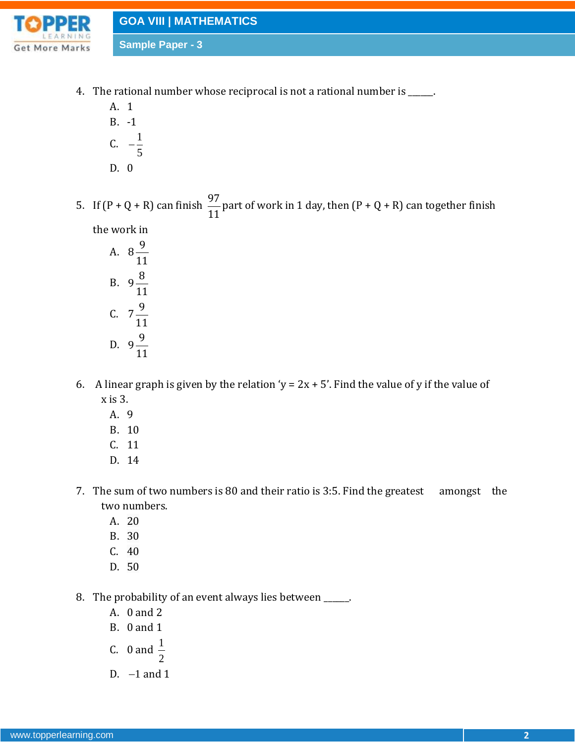4. The rational number whose reciprocal is not a rational number is _____.
   A. 1
   B. -1
   C. $-\frac{1}{5}$
   D. 0

5. If (P + Q + R) can finish $\frac{97}{11}$ part of work in 1 day, then (P + Q + R) can together finish the work in
   A. $8\frac{9}{11}$
   B. $9\frac{8}{11}$
   C. $7\frac{9}{11}$
   D. $9\frac{9}{11}$

6. A linear graph is given by the relation 'y = 2x + 5'. Find the value of y if the value of x is 3.
   A. 9
   B. 10
   C. 11
   D. 14

7. The sum of two numbers is 80 and their ratio is 3:5. Find the greatest amongst the two numbers.
   A. 20
   B. 30
   C. 40
   D. 50

8. The probability of an event always lies between _____.
   A. 0 and 2
   B. 0 and 1
   C. 0 and $\frac{1}{2}$
   D. $-1$ and 1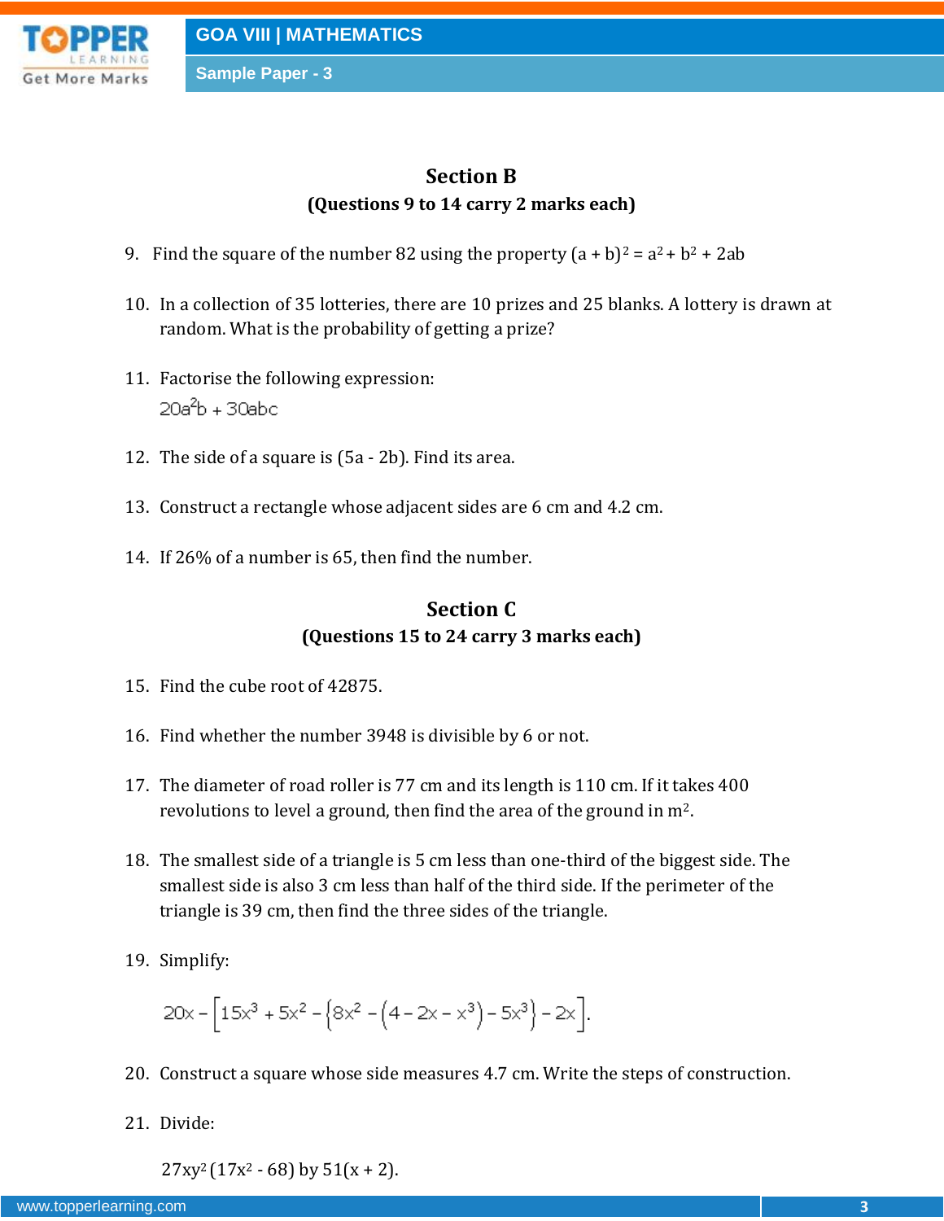## Section B

**(Questions 9 to 14 carry 2 marks each)**

9. Find the square of the number 82 using the property $(a + b)^2 = a^2 + b^2 + 2ab$

10. In a collection of 35 lotteries, there are 10 prizes and 25 blanks. A lottery is drawn at random. What is the probability of getting a prize?

11. Factorise the following expression:

    $20a^2b + 30abc$

12. The side of a square is $(5a - 2b)$. Find its area.

13. Construct a rectangle whose adjacent sides are 6 cm and 4.2 cm.

14. If 26% of a number is 65, then find the number.

## Section C

**(Questions 15 to 24 carry 3 marks each)**

15. Find the cube root of 42875.

16. Find whether the number 3948 is divisible by 6 or not.

17. The diameter of road roller is 77 cm and its length is 110 cm. If it takes 400 revolutions to level a ground, then find the area of the ground in $m^2$.

18. The smallest side of a triangle is 5 cm less than one-third of the biggest side. The smallest side is also 3 cm less than half of the third side. If the perimeter of the triangle is 39 cm, then find the three sides of the triangle.

19. Simplify:

$$20x - \left[15x^3 + 5x^2 - \left\{8x^2 - \left(4 - 2x - x^3\right) - 5x^3\right\} - 2x\right].$$

20. Construct a square whose side measures 4.7 cm. Write the steps of construction.

21. Divide:

    $27xy^2(17x^2 - 68)$ by $51(x + 2)$.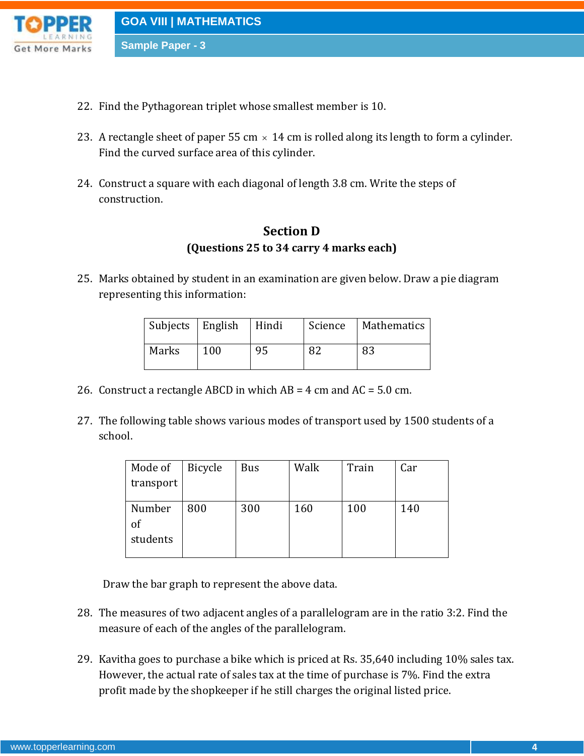22. Find the Pythagorean triplet whose smallest member is 10.

23. A rectangle sheet of paper 55 cm $\times$ 14 cm is rolled along its length to form a cylinder. Find the curved surface area of this cylinder.

24. Construct a square with each diagonal of length 3.8 cm. Write the steps of construction.

## Section D

**(Questions 25 to 34 carry 4 marks each)**

25. Marks obtained by student in an examination are given below. Draw a pie diagram representing this information:

| Subjects | English | Hindi | Science | Mathematics |
|---|---|---|---|---|
| Marks | 100 | 95 | 82 | 83 |

26. Construct a rectangle ABCD in which AB = 4 cm and AC = 5.0 cm.

27. The following table shows various modes of transport used by 1500 students of a school.

| Mode of transport | Bicycle | Bus | Walk | Train | Car |
|---|---|---|---|---|---|
| Number of students | 800 | 300 | 160 | 100 | 140 |

Draw the bar graph to represent the above data.

28. The measures of two adjacent angles of a parallelogram are in the ratio 3:2. Find the measure of each of the angles of the parallelogram.

29. Kavitha goes to purchase a bike which is priced at Rs. 35,640 including 10% sales tax. However, the actual rate of sales tax at the time of purchase is 7%. Find the extra profit made by the shopkeeper if he still charges the original listed price.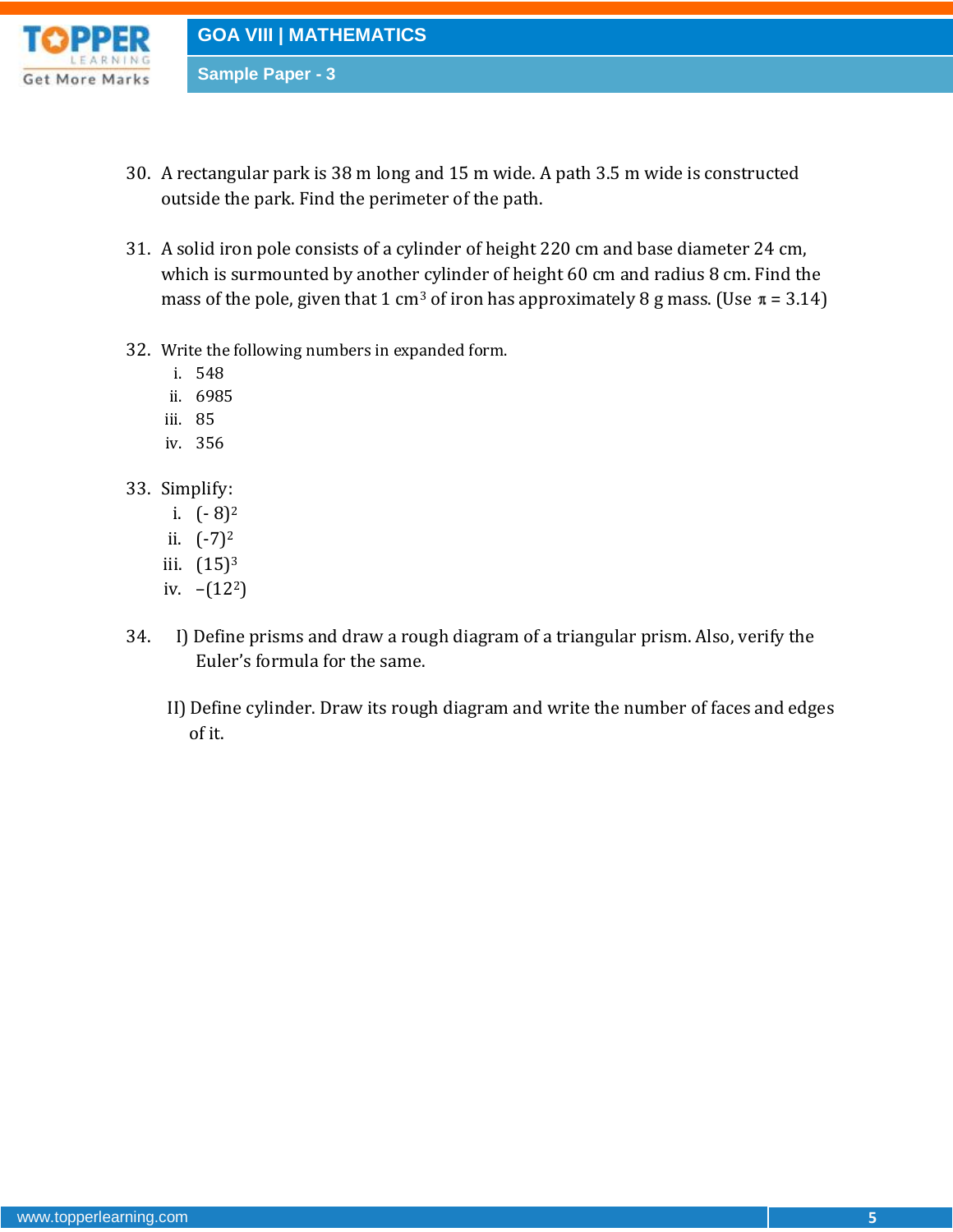30. A rectangular park is 38 m long and 15 m wide. A path 3.5 m wide is constructed outside the park. Find the perimeter of the path.

31. A solid iron pole consists of a cylinder of height 220 cm and base diameter 24 cm, which is surmounted by another cylinder of height 60 cm and radius 8 cm. Find the mass of the pole, given that 1 $cm^3$ of iron has approximately 8 g mass. (Use $\pi = 3.14$)

32. Write the following numbers in expanded form.
    i. 548
    ii. 6985
    iii. 85
    iv. 356

33. Simplify:
    i. $(-8)^2$
    ii. $(-7)^2$
    iii. $(15)^3$
    iv. $-(12^2)$

34. I) Define prisms and draw a rough diagram of a triangular prism. Also, verify the Euler's formula for the same.

    II) Define cylinder. Draw its rough diagram and write the number of faces and edges of it.